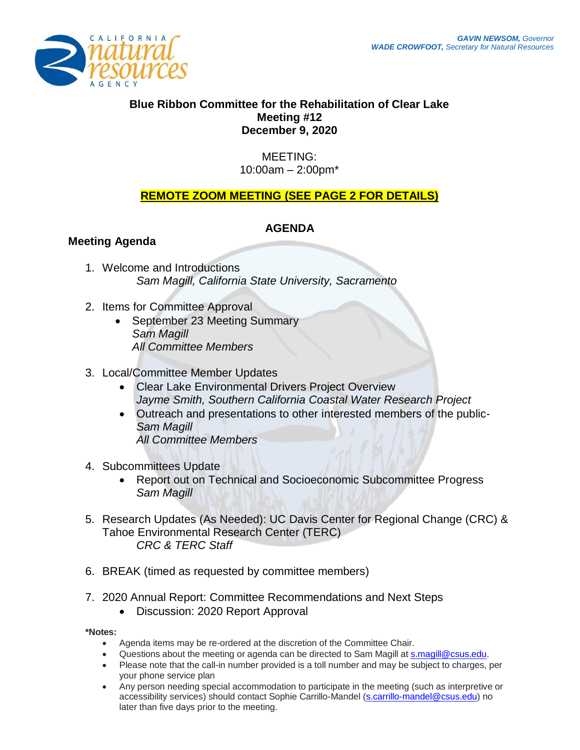GAVIN NEWSOM, Governor
WADE CROWFOOT, Secretary for Natural Resources

# Blue Ribbon Committee for the Rehabilitation of Clear Lake
## Meeting #12
## December 9, 2020

MEETING:
10:00am – 2:00pm*

**REMOTE ZOOM MEETING (SEE PAGE 2 FOR DETAILS)**

## AGENDA

### Meeting Agenda

1. Welcome and Introductions
   *Sam Magill, California State University, Sacramento*

2. Items for Committee Approval
   - September 23 Meeting Summary
     *Sam Magill*
     *All Committee Members*

3. Local/Committee Member Updates
   - Clear Lake Environmental Drivers Project Overview
     *Jayme Smith, Southern California Coastal Water Research Project*
   - Outreach and presentations to other interested members of the public-
     *Sam Magill*
     *All Committee Members*

4. Subcommittees Update
   - Report out on Technical and Socioeconomic Subcommittee Progress
     *Sam Magill*

5. Research Updates (As Needed): UC Davis Center for Regional Change (CRC) & Tahoe Environmental Research Center (TERC)
   *CRC & TERC Staff*

6. BREAK (timed as requested by committee members)

7. 2020 Annual Report: Committee Recommendations and Next Steps
   - Discussion: 2020 Report Approval

**\*Notes:**

- Agenda items may be re-ordered at the discretion of the Committee Chair.
- Questions about the meeting or agenda can be directed to Sam Magill at s.magill@csus.edu.
- Please note that the call-in number provided is a toll number and may be subject to charges, per your phone service plan
- Any person needing special accommodation to participate in the meeting (such as interpretive or accessibility services) should contact Sophie Carrillo-Mandel (s.carrillo-mandel@csus.edu) no later than five days prior to the meeting.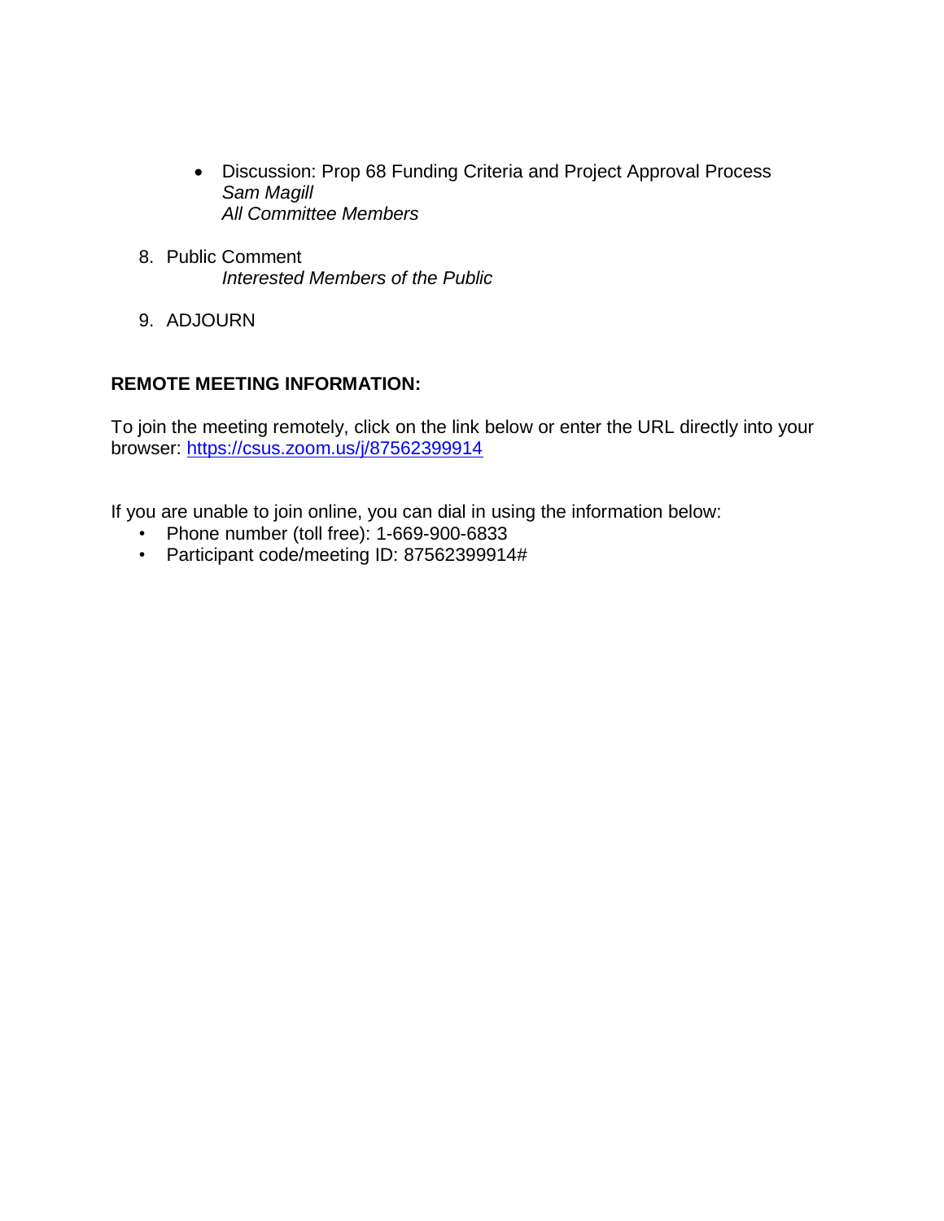- Discussion: Prop 68 Funding Criteria and Project Approval Process
  *Sam Magill*
  *All Committee Members*

8. Public Comment
   *Interested Members of the Public*

9. ADJOURN

**REMOTE MEETING INFORMATION:**

To join the meeting remotely, click on the link below or enter the URL directly into your browser: https://csus.zoom.us/j/87562399914

If you are unable to join online, you can dial in using the information below:

- Phone number (toll free): 1-669-900-6833
- Participant code/meeting ID: 87562399914#